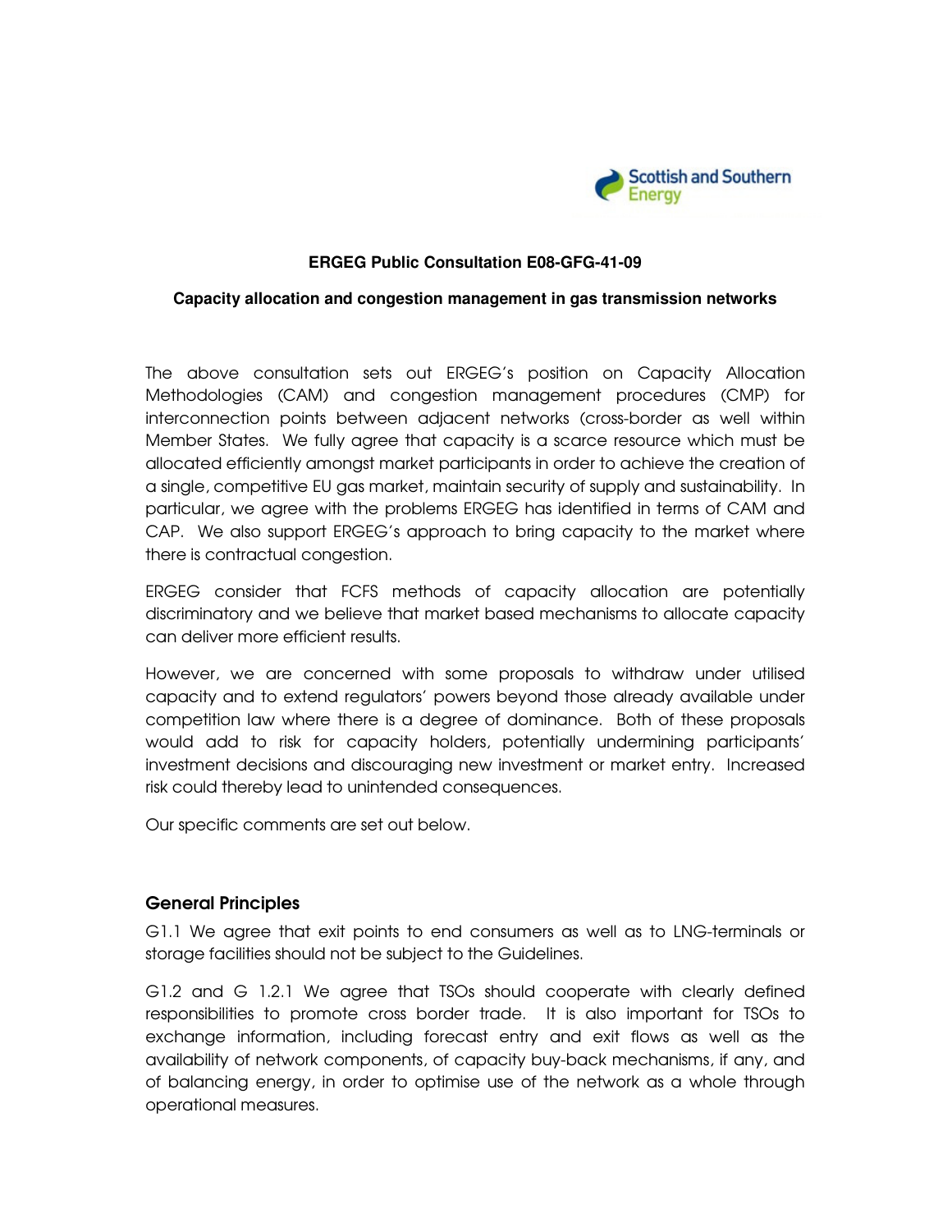Scottish and Southern Energy

**ERGEG Public Consultation E08-GFG-41-09**

**Capacity allocation and congestion management in gas transmission networks**

The above consultation sets out ERGEG's position on Capacity Allocation Methodologies (CAM) and congestion management procedures (CMP) for interconnection points between adjacent networks (cross-border as well within Member States. We fully agree that capacity is a scarce resource which must be allocated efficiently amongst market participants in order to achieve the creation of a single, competitive EU gas market, maintain security of supply and sustainability. In particular, we agree with the problems ERGEG has identified in terms of CAM and CAP. We also support ERGEG's approach to bring capacity to the market where there is contractual congestion.

ERGEG consider that FCFS methods of capacity allocation are potentially discriminatory and we believe that market based mechanisms to allocate capacity can deliver more efficient results.

However, we are concerned with some proposals to withdraw under utilised capacity and to extend regulators' powers beyond those already available under competition law where there is a degree of dominance. Both of these proposals would add to risk for capacity holders, potentially undermining participants' investment decisions and discouraging new investment or market entry. Increased risk could thereby lead to unintended consequences.

Our specific comments are set out below.

## General Principles

G1.1 We agree that exit points to end consumers as well as to LNG-terminals or storage facilities should not be subject to the Guidelines.

G1.2 and G 1.2.1 We agree that TSOs should cooperate with clearly defined responsibilities to promote cross border trade. It is also important for TSOs to exchange information, including forecast entry and exit flows as well as the availability of network components, of capacity buy-back mechanisms, if any, and of balancing energy, in order to optimise use of the network as a whole through operational measures.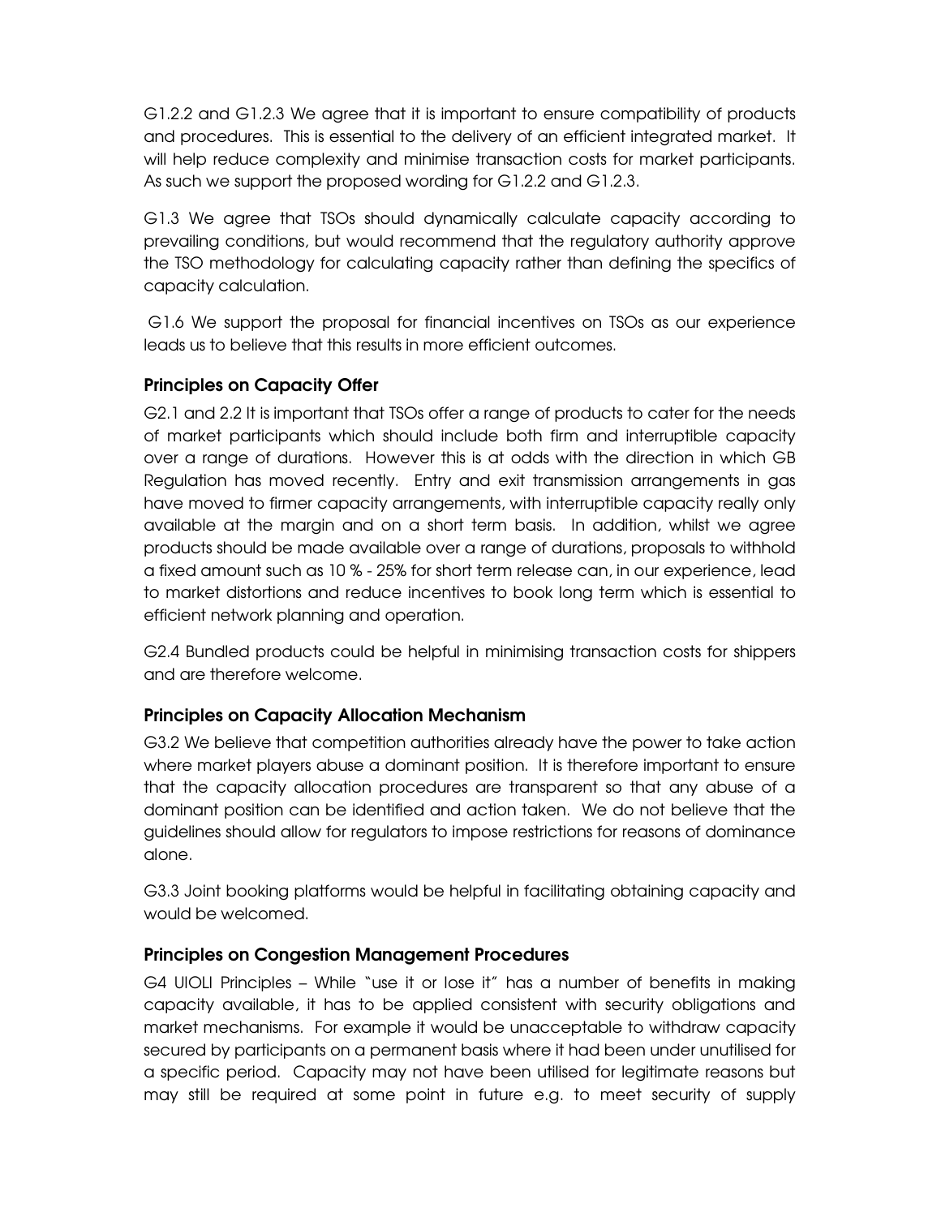G1.2.2 and G1.2.3 We agree that it is important to ensure compatibility of products and procedures. This is essential to the delivery of an efficient integrated market. It will help reduce complexity and minimise transaction costs for market participants. As such we support the proposed wording for G1.2.2 and G1.2.3.

G1.3 We agree that TSOs should dynamically calculate capacity according to prevailing conditions, but would recommend that the regulatory authority approve the TSO methodology for calculating capacity rather than defining the specifics of capacity calculation.

G1.6 We support the proposal for financial incentives on TSOs as our experience leads us to believe that this results in more efficient outcomes.

### Principles on Capacity Offer

G2.1 and 2.2 It is important that TSOs offer a range of products to cater for the needs of market participants which should include both firm and interruptible capacity over a range of durations. However this is at odds with the direction in which GB Regulation has moved recently. Entry and exit transmission arrangements in gas have moved to firmer capacity arrangements, with interruptible capacity really only available at the margin and on a short term basis. In addition, whilst we agree products should be made available over a range of durations, proposals to withhold a fixed amount such as 10 % - 25% for short term release can, in our experience, lead to market distortions and reduce incentives to book long term which is essential to efficient network planning and operation.

G2.4 Bundled products could be helpful in minimising transaction costs for shippers and are therefore welcome.

### Principles on Capacity Allocation Mechanism

G3.2 We believe that competition authorities already have the power to take action where market players abuse a dominant position. It is therefore important to ensure that the capacity allocation procedures are transparent so that any abuse of a dominant position can be identified and action taken. We do not believe that the guidelines should allow for regulators to impose restrictions for reasons of dominance alone.

G3.3 Joint booking platforms would be helpful in facilitating obtaining capacity and would be welcomed.

### Principles on Congestion Management Procedures

G4 UIOLI Principles – While "use it or lose it" has a number of benefits in making capacity available, it has to be applied consistent with security obligations and market mechanisms. For example it would be unacceptable to withdraw capacity secured by participants on a permanent basis where it had been under unutilised for a specific period. Capacity may not have been utilised for legitimate reasons but may still be required at some point in future e.g. to meet security of supply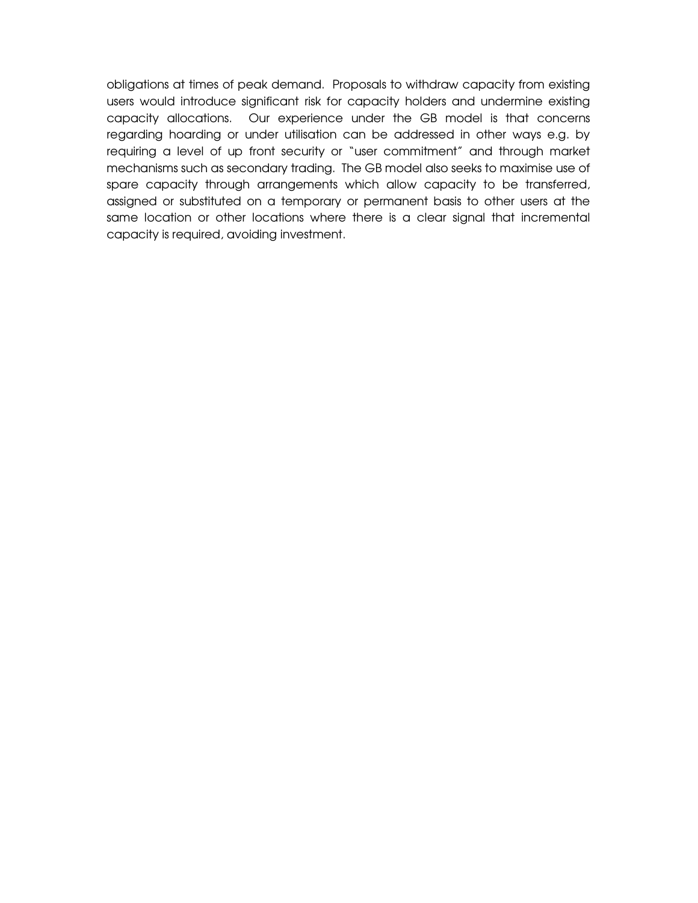obligations at times of peak demand. Proposals to withdraw capacity from existing users would introduce significant risk for capacity holders and undermine existing capacity allocations. Our experience under the GB model is that concerns regarding hoarding or under utilisation can be addressed in other ways e.g. by requiring a level of up front security or "user commitment" and through market mechanisms such as secondary trading. The GB model also seeks to maximise use of spare capacity through arrangements which allow capacity to be transferred, assigned or substituted on a temporary or permanent basis to other users at the same location or other locations where there is a clear signal that incremental capacity is required, avoiding investment.